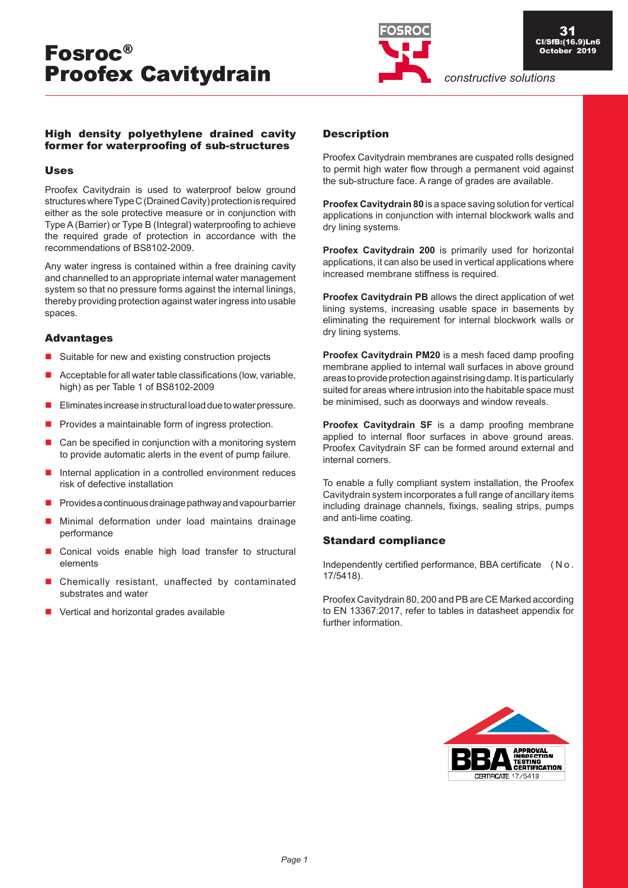# Fosroc® Proofex Cavitydrain

31
CI/SfB:(16.9)Ln6
October 2019

*constructive solutions*

## High density polyethylene drained cavity former for waterproofing of sub-structures

### Uses

Proofex Cavitydrain is used to waterproof below ground structures where Type C (Drained Cavity) protection is required either as the sole protective measure or in conjunction with Type A (Barrier) or Type B (Integral) waterproofing to achieve the required grade of protection in accordance with the recommendations of BS8102-2009.

Any water ingress is contained within a free draining cavity and channelled to an appropriate internal water management system so that no pressure forms against the internal linings, thereby providing protection against water ingress into usable spaces.

### Advantages

- Suitable for new and existing construction projects
- Acceptable for all water table classifications (low, variable, high) as per Table 1 of BS8102-2009
- Eliminates increase in structural load due to water pressure.
- Provides a maintainable form of ingress protection.
- Can be specified in conjunction with a monitoring system to provide automatic alerts in the event of pump failure.
- Internal application in a controlled environment reduces risk of defective installation
- Provides a continuous drainage pathway and vapour barrier
- Minimal deformation under load maintains drainage performance
- Conical voids enable high load transfer to structural elements
- Chemically resistant, unaffected by contaminated substrates and water
- Vertical and horizontal grades available

### Description

Proofex Cavitydrain membranes are cuspated rolls designed to permit high water flow through a permanent void against the sub-structure face. A range of grades are available.

**Proofex Cavitydrain 80** is a space saving solution for vertical applications in conjunction with internal blockwork walls and dry lining systems.

**Proofex Cavitydrain 200** is primarily used for horizontal applications, it can also be used in vertical applications where increased membrane stiffness is required.

**Proofex Cavitydrain PB** allows the direct application of wet lining systems, increasing usable space in basements by eliminating the requirement for internal blockwork walls or dry lining systems.

**Proofex Cavitydrain PM20** is a mesh faced damp proofing membrane applied to internal wall surfaces in above ground areas to provide protection against rising damp. It is particularly suited for areas where intrusion into the habitable space must be minimised, such as doorways and window reveals.

**Proofex Cavitydrain SF** is a damp proofing membrane applied to internal floor surfaces in above ground areas. Proofex Cavitydrain SF can be formed around external and internal corners.

To enable a fully compliant system installation, the Proofex Cavitydrain system incorporates a full range of ancillary items including drainage channels, fixings, sealing strips, pumps and anti-lime coating.

### Standard compliance

Independently certified performance, BBA certificate (No. 17/5418).

Proofex Cavitydrain 80, 200 and PB are CE Marked according to EN 13367:2017, refer to tables in datasheet appendix for further information.

BBA APPROVAL INSPECTION TESTING CERTIFICATION
CERTIFICATE 17/5418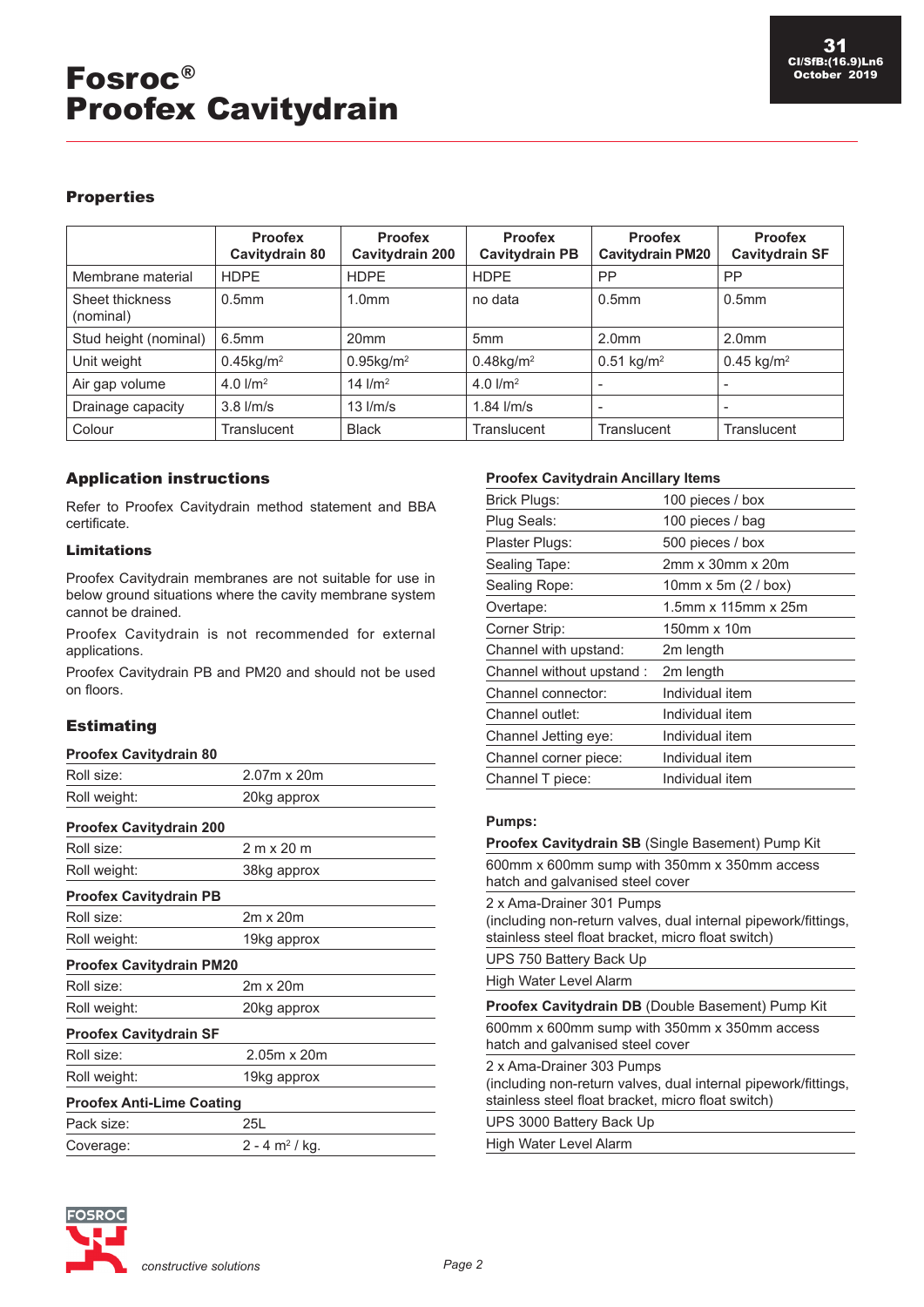# Fosroc® Proofex Cavitydrain

## Properties

| | Proofex Cavitydrain 80 | Proofex Cavitydrain 200 | Proofex Cavitydrain PB | Proofex Cavitydrain PM20 | Proofex Cavitydrain SF |
|---|---|---|---|---|---|
| Membrane material | HDPE | HDPE | HDPE | PP | PP |
| Sheet thickness (nominal) | 0.5mm | 1.0mm | no data | 0.5mm | 0.5mm |
| Stud height (nominal) | 6.5mm | 20mm | 5mm | 2.0mm | 2.0mm |
| Unit weight | 0.45kg/m$^2$ | 0.95kg/m$^2$ | 0.48kg/m$^2$ | 0.51 kg/m$^2$ | 0.45 kg/m$^2$ |
| Air gap volume | 4.0 l/m$^2$ | 14 l/m$^2$ | 4.0 l/m$^2$ | - | - |
| Drainage capacity | 3.8 l/m/s | 13 l/m/s | 1.84 l/m/s | - | - |
| Colour | Translucent | Black | Translucent | Translucent | Translucent |

## Application instructions

Refer to Proofex Cavitydrain method statement and BBA certificate.

### Limitations

Proofex Cavitydrain membranes are not suitable for use in below ground situations where the cavity membrane system cannot be drained.

Proofex Cavitydrain is not recommended for external applications.

Proofex Cavitydrain PB and PM20 and should not be used on floors.

## Estimating

**Proofex Cavitydrain 80**

| | |
|---|---|
| Roll size: | 2.07m x 20m |
| Roll weight: | 20kg approx |

**Proofex Cavitydrain 200**

| | |
|---|---|
| Roll size: | 2 m x 20 m |
| Roll weight: | 38kg approx |

**Proofex Cavitydrain PB**

| | |
|---|---|
| Roll size: | 2m x 20m |
| Roll weight: | 19kg approx |

**Proofex Cavitydrain PM20**

| | |
|---|---|
| Roll size: | 2m x 20m |
| Roll weight: | 20kg approx |

**Proofex Cavitydrain SF**

| | |
|---|---|
| Roll size: | 2.05m x 20m |
| Roll weight: | 19kg approx |

**Proofex Anti-Lime Coating**

| | |
|---|---|
| Pack size: | 25L |
| Coverage: | 2 - 4 m$^2$ / kg. |

**Proofex Cavitydrain Ancillary Items**

| | |
|---|---|
| Brick Plugs: | 100 pieces / box |
| Plug Seals: | 100 pieces / bag |
| Plaster Plugs: | 500 pieces / box |
| Sealing Tape: | 2mm x 30mm x 20m |
| Sealing Rope: | 10mm x 5m (2 / box) |
| Overtape: | 1.5mm x 115mm x 25m |
| Corner Strip: | 150mm x 10m |
| Channel with upstand: | 2m length |
| Channel without upstand : | 2m length |
| Channel connector: | Individual item |
| Channel outlet: | Individual item |
| Channel Jetting eye: | Individual item |
| Channel corner piece: | Individual item |
| Channel T piece: | Individual item |

**Pumps:**

**Proofex Cavitydrain SB** (Single Basement) Pump Kit

- 600mm x 600mm sump with 350mm x 350mm access hatch and galvanised steel cover
- 2 x Ama-Drainer 301 Pumps (including non-return valves, dual internal pipework/fittings, stainless steel float bracket, micro float switch)
- UPS 750 Battery Back Up
- High Water Level Alarm

**Proofex Cavitydrain DB** (Double Basement) Pump Kit

- 600mm x 600mm sump with 350mm x 350mm access hatch and galvanised steel cover
- 2 x Ama-Drainer 303 Pumps (including non-return valves, dual internal pipework/fittings, stainless steel float bracket, micro float switch)
- UPS 3000 Battery Back Up
- High Water Level Alarm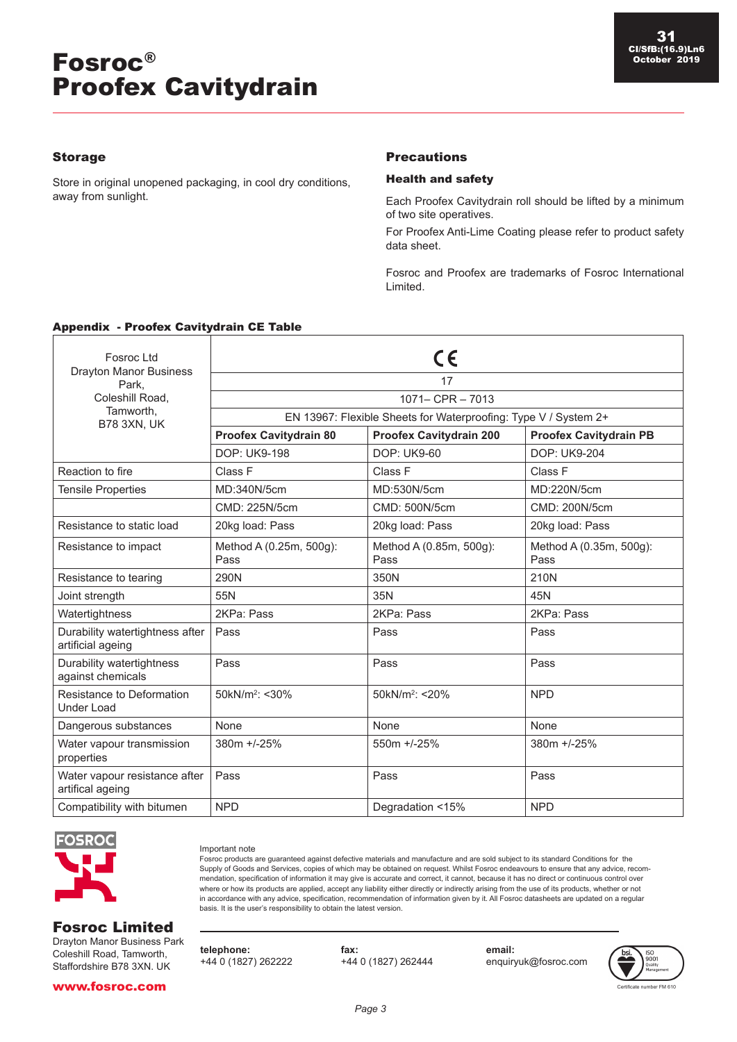# Fosroc® Proofex Cavitydrain

## Storage

Store in original unopened packaging, in cool dry conditions, away from sunlight.

## Precautions

### Health and safety

Each Proofex Cavitydrain roll should be lifted by a minimum of two site operatives.

For Proofex Anti-Lime Coating please refer to product safety data sheet.

Fosroc and Proofex are trademarks of Fosroc International Limited.

### Appendix - Proofex Cavitydrain CE Table

| Fosroc Ltd Drayton Manor Business Park, Coleshill Road, Tamworth, B78 3XN, UK | CE | | |
|---|---|---|---|
| | 17 | | |
| | 1071– CPR – 7013 | | |
| | EN 13967: Flexible Sheets for Waterproofing: Type V / System 2+ | | |
| | **Proofex Cavitydrain 80** | **Proofex Cavitydrain 200** | **Proofex Cavitydrain PB** |
| | DOP: UK9-198 | DOP: UK9-60 | DOP: UK9-204 |
| Reaction to fire | Class F | Class F | Class F |
| Tensile Properties | MD:340N/5cm | MD:530N/5cm | MD:220N/5cm |
| | CMD: 225N/5cm | CMD: 500N/5cm | CMD: 200N/5cm |
| Resistance to static load | 20kg load: Pass | 20kg load: Pass | 20kg load: Pass |
| Resistance to impact | Method A (0.25m, 500g): Pass | Method A (0.85m, 500g): Pass | Method A (0.35m, 500g): Pass |
| Resistance to tearing | 290N | 350N | 210N |
| Joint strength | 55N | 35N | 45N |
| Watertightness | 2KPa: Pass | 2KPa: Pass | 2KPa: Pass |
| Durability watertightness after artificial ageing | Pass | Pass | Pass |
| Durability watertightness against chemicals | Pass | Pass | Pass |
| Resistance to Deformation Under Load | 50kN/m$^2$: <30% | 50kN/m$^2$: <20% | NPD |
| Dangerous substances | None | None | None |
| Water vapour transmission properties | 380m +/-25% | 550m +/-25% | 380m +/-25% |
| Water vapour resistance after artifical ageing | Pass | Pass | Pass |
| Compatibility with bitumen | NPD | Degradation <15% | NPD |

Important note

Fosroc products are guaranteed against defective materials and manufacture and are sold subject to its standard Conditions for the Supply of Goods and Services, copies of which may be obtained on request. Whilst Fosroc endeavours to ensure that any advice, recommendation, specification of information it may give is accurate and correct, it cannot, because it has no direct or continuous control over where or how its products are applied, accept any liability either directly or indirectly arising from the use of its products, whether or not in accordance with any advice, specification, recommendation of information given by it. All Fosroc datasheets are updated on a regular basis. It is the user's responsibility to obtain the latest version.

**Fosroc Limited**
Drayton Manor Business Park
Coleshill Road, Tamworth,
Staffordshire B78 3XN. UK

**www.fosroc.com**

**telephone:** +44 0 (1827) 262222

**fax:** +44 0 (1827) 262444

**email:** enquiryuk@fosroc.com

Certificate number FM 610